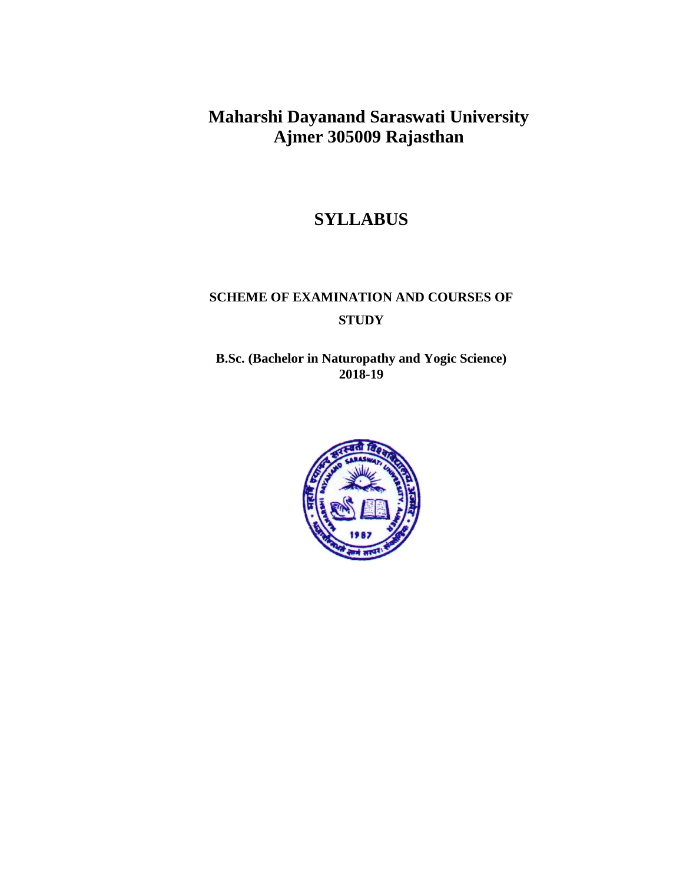# Maharshi Dayanand Saraswati University
# Ajmer 305009 Rajasthan

## SYLLABUS

### SCHEME OF EXAMINATION AND COURSES OF STUDY

**B.Sc. (Bachelor in Naturopathy and Yogic Science)**
**2018-19**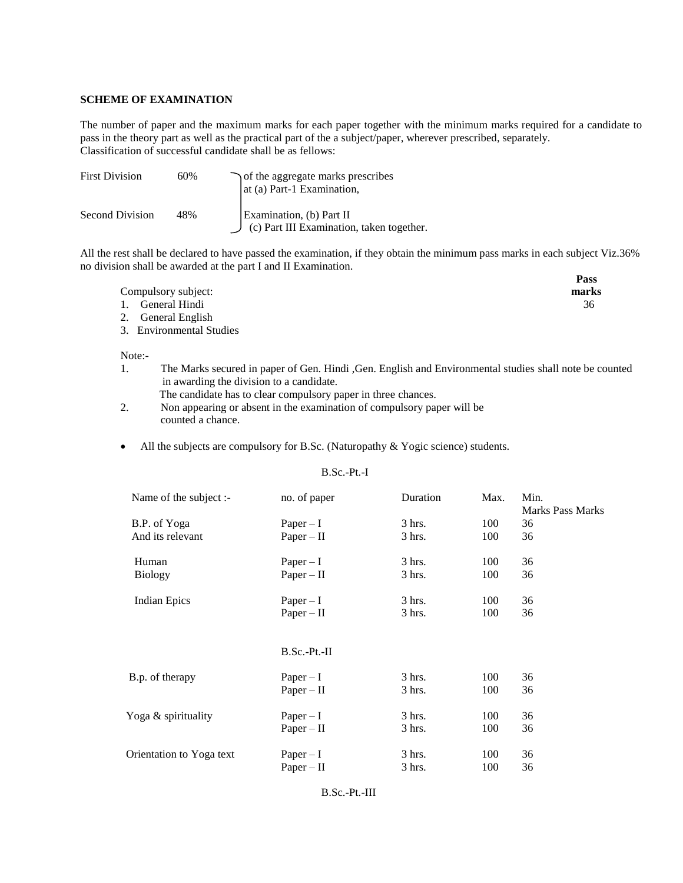**SCHEME OF EXAMINATION**

The number of paper and the maximum marks for each paper together with the minimum marks required for a candidate to pass in the theory part as well as the practical part of the a subject/paper, wherever prescribed, separately.
Classification of successful candidate shall be as fellows:

| | | |
|---|---|---|
| First Division | 60% | of the aggregate marks prescribes at (a) Part-1 Examination, |
| Second Division | 48% | Examination, (b) Part II (c) Part III Examination, taken together. |

All the rest shall be declared to have passed the examination, if they obtain the minimum pass marks in each subject Viz.36% no division shall be awarded at the part I and II Examination.

| Compulsory subject: | **Pass marks** |
|---|---|
| 1. General Hindi | 36 |
| 2. General English | |
| 3. Environmental Studies | |

Note:-

1. The Marks secured in paper of Gen. Hindi ,Gen. English and Environmental studies shall note be counted in awarding the division to a candidate.
   The candidate has to clear compulsory paper in three chances.
2. Non appearing or absent in the examination of compulsory paper will be counted a chance.

- All the subjects are compulsory for B.Sc. (Naturopathy & Yogic science) students.

B.Sc.-Pt.-I

| Name of the subject :- | no. of paper | Duration | Max. Marks | Min. Pass Marks |
|---|---|---|---|---|
| B.P. of Yoga | Paper – I | 3 hrs. | 100 | 36 |
| And its relevant | Paper – II | 3 hrs. | 100 | 36 |
| Human | Paper – I | 3 hrs. | 100 | 36 |
| Biology | Paper – II | 3 hrs. | 100 | 36 |
| Indian Epics | Paper – I | 3 hrs. | 100 | 36 |
| | Paper – II | 3 hrs. | 100 | 36 |

B.Sc.-Pt.-II

| Name of the subject :- | no. of paper | Duration | Max. Marks | Min. Pass Marks |
|---|---|---|---|---|
| B.p. of therapy | Paper – I | 3 hrs. | 100 | 36 |
| | Paper – II | 3 hrs. | 100 | 36 |
| Yoga & spirituality | Paper – I | 3 hrs. | 100 | 36 |
| | Paper – II | 3 hrs. | 100 | 36 |
| Orientation to Yoga text | Paper – I | 3 hrs. | 100 | 36 |
| | Paper – II | 3 hrs. | 100 | 36 |

B.Sc.-Pt.-III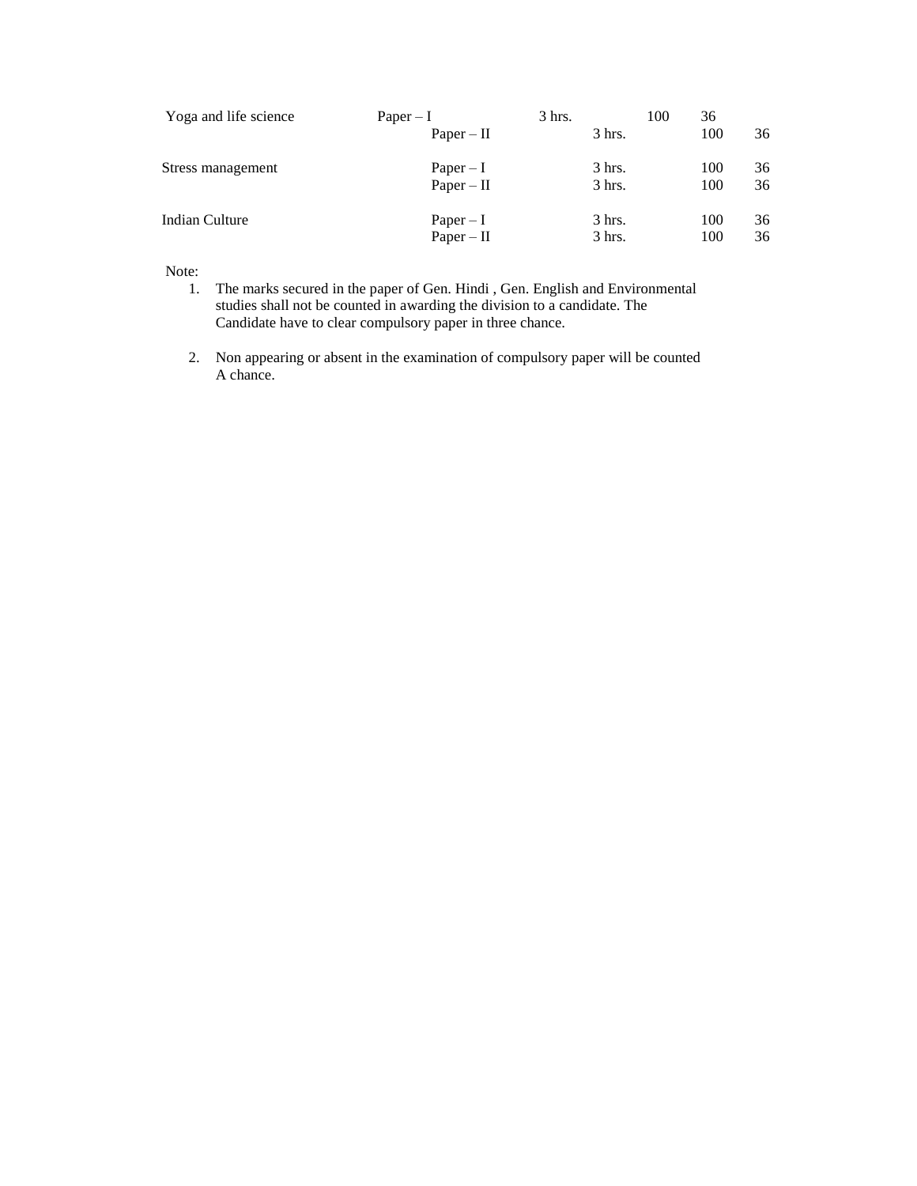| | | | | |
|---|---|---|---|---|
| Yoga and life science | Paper – I | 3 hrs. | 100 | 36 |
| | Paper – II | 3 hrs. | 100 | 36 |
| Stress management | Paper – I | 3 hrs. | 100 | 36 |
| | Paper – II | 3 hrs. | 100 | 36 |
| Indian Culture | Paper – I | 3 hrs. | 100 | 36 |
| | Paper – II | 3 hrs. | 100 | 36 |

Note:

1. The marks secured in the paper of Gen. Hindi , Gen. English and Environmental studies shall not be counted in awarding the division to a candidate. The Candidate have to clear compulsory paper in three chance.

2. Non appearing or absent in the examination of compulsory paper will be counted A chance.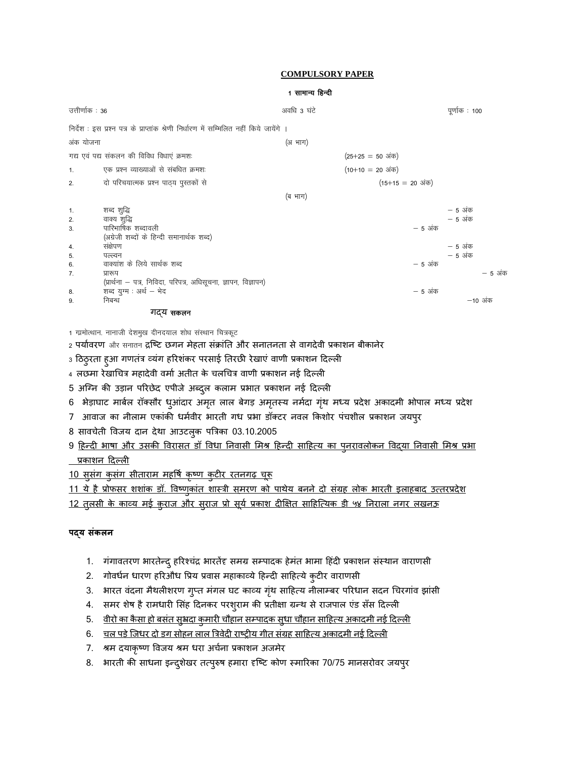## COMPULSORY PAPER

### 1 सामान्य हिन्दी

उत्तीर्णांक : 36 अवधि 3 घंटे पूर्णांक : 100

निर्देश : इस प्रश्न पत्र के प्राप्तांक श्रेणी निर्धारण में सम्मिलित नहीं किये जायेंगे ।

अंक योजना (अ भाग)

गद्य एवं पद्य संकलन की विविध विधाएं क्रमशः (25+25 = 50 अंक)

1. एक प्रश्न व्याख्याओं से संबधित क्रमशः (10+10 = 20 अंक)
2. दो परिचयात्मक प्रश्न पाठ्य पुस्तकों से (15+15 = 20 अंक)

(ब भाग)

1. शब्द शुद्धि – 5 अंक
2. वाक्य शुद्धि – 5 अंक
3. पारिभाषिक शब्दावली (अग्रेजी शब्दों के हिन्दी समानार्थक शब्द) – 5 अंक
4. संक्षेपण – 5 अंक
5. पल्लवन – 5 अंक
6. वाक्यांश के लिये सार्थक शब्द – 5 अंक
7. प्रारूप (प्रार्थना – पत्र, निविदा, परिपत्र, अधिसूचना, ज्ञापन, विज्ञापन) – 5 अंक
8. शब्द युग्म : अर्थ – भेद – 5 अंक
9. निबन्ध –10 अंक

### गद्य संकलन

1 ग्रामोत्थान. नानाजी देशमुख दीनदयाल शोध संस्थान चित्रकूट
2 पर्यावरण और सनातन द्रष्टि छगन मेहता संक्रांति और सनातनता से वागदेवी प्रकाशन बीकानेर
3 ठिठुरता हुआ गणतंत्र व्यंग हरिशंकर परसाई तिरछी रेखाएं वाणी प्रकाशन दिल्ली
4 लछमा रेखाचित्र महादेवी वर्मा अतीत के चलचित्र वाणी प्रकाशन नई दिल्ली
5 अग्नि की उड़ान परिछेद एपीजे अब्दुल कलाम प्रभात प्रकाशन नई दिल्ली
6 भेड़ाघाट मार्बल रॉक्सौर धुआंदार अमृत लाल बेगड़ अमृतस्य नर्मदा गृंथ मध्य प्रदेश अकादमी भोपाल मध्य प्रदेश
7 आवाज का नीलाम एकांकी धर्मवीर भारती गध प्रभा डॉक्टर नवल किशोर पंचशील प्रकाशन जयपुर
8 सावचेती विजय दान देथा आउटलुक पत्रिका 03.10.2005
9 <u>हिन्दी भाषा और उसकी विरासत डॉ विधा निवासी मिश्र हिन्दी साहित्य का पुनरावलोकन विद्या निवासी मिश्र प्रभा प्रकाशन दिल्ली</u>
<u>10 सुसंग कुसंग सीताराम महर्षि कृष्ण कुटीर रतनगढ़ चूरू</u>
<u>11 ये है प्रोफसर शशांक डॉ. विष्णुकांत शास्त्री समरण को पाथेय बनने दो संग्रह लोक भारती इलाहबाद उत्तरप्रदेश</u>
<u>12 तुलसी के काव्य मई कुराज और सुराज प्रो सूर्य प्रकाश दीक्षित साहित्यिक डी ५४ निराला नगर लखनऊ</u>

### पद्य संकलन

1. गंगावतरण भारतेन्दु हरिश्चंद्र भारतेंद्द समग्र सम्पादक हेमंत भामा हिंदी प्रकाशन संस्थान वाराणसी
2. गोवर्धन धारण हरिऔध प्रिय प्रवास महाकाव्ये हिन्दी साहित्ये कुटीर वाराणसी
3. भारत वंदना मैथलीशरण गुप्त मंगल घट काव्य गृंथ साहित्य नीलाम्बर परिधान सदन चिरगांव झांसी
4. समर शेष है रामधारी सिंह दिनकर परशुराम की प्रतीक्षा ग्रन्थ से राजपाल एंड सँस दिल्ली
5. <u>वीरो का कैसा हो बसंत सुभ्रदा कुमारी चौहान सम्पादक सुधा चौहान साहित्य अकादमी नई दिल्ली</u>
6. <u>चल पडे जिधर दो डग सोहन लाल त्रिवेदी राष्ट्रीय गीत संग्रह साहित्य अकादमी नई दिल्ली</u>
7. श्रम दयाकृष्ण विजय श्रम धरा अर्चना प्रकाशन अजमेर
8. भारती की साधना इन्दुशेखर तत्पुरुष हमारा दृष्टि कोण स्मारिका 70/75 मानसरोवर जयपुर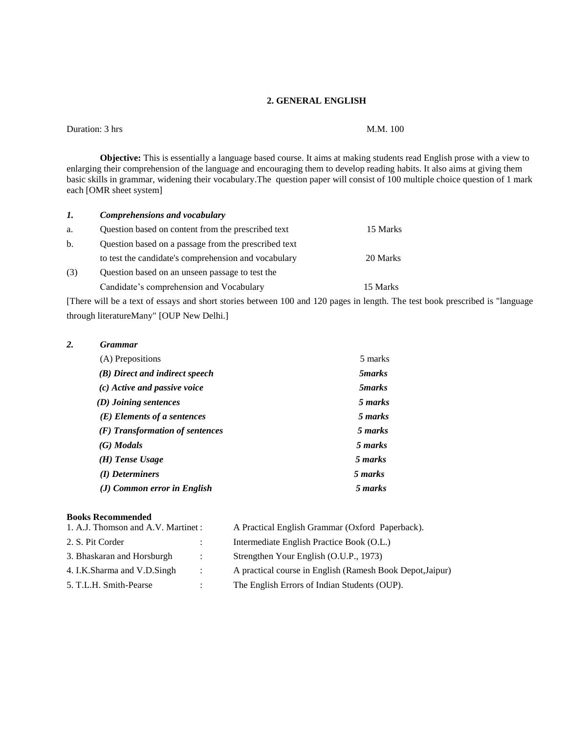## 2. GENERAL ENGLISH

Duration: 3 hrs M.M. 100

**Objective:** This is essentially a language based course. It aims at making students read English prose with a view to enlarging their comprehension of the language and encouraging them to develop reading habits. It also aims at giving them basic skills in grammar, widening their vocabulary.The question paper will consist of 100 multiple choice question of 1 mark each [OMR sheet system]

***1. Comprehensions and vocabulary***

| | | |
|---|---|---|
| a. | Question based on content from the prescribed text | 15 Marks |
| b. | Question based on a passage from the prescribed text to test the candidate's comprehension and vocabulary | 20 Marks |
| (3) | Question based on an unseen passage to test the Candidate's comprehension and Vocabulary | 15 Marks |

[There will be a text of essays and short stories between 100 and 120 pages in length. The test book prescribed is "language through literatureMany" [OUP New Delhi.]

***2. Grammar***

| | |
|---|---|
| (A) Prepositions | 5 marks |
| ***(B) Direct and indirect speech*** | ***5marks*** |
| ***(c) Active and passive voice*** | ***5marks*** |
| ***(D) Joining sentences*** | ***5 marks*** |
| ***(E) Elements of a sentences*** | ***5 marks*** |
| ***(F) Transformation of sentences*** | ***5 marks*** |
| ***(G) Modals*** | ***5 marks*** |
| ***(H) Tense Usage*** | ***5 marks*** |
| ***(I) Determiners*** | ***5 marks*** |
| ***(J) Common error in English*** | ***5 marks*** |

**Books Recommended**

| | | |
|---|---|---|
| 1. A.J. Thomson and A.V. Martinet | : | A Practical English Grammar (Oxford Paperback). |
| 2. S. Pit Corder | : | Intermediate English Practice Book (O.L.) |
| 3. Bhaskaran and Horsburgh | : | Strengthen Your English (O.U.P., 1973) |
| 4. I.K.Sharma and V.D.Singh | : | A practical course in English (Ramesh Book Depot,Jaipur) |
| 5. T.L.H. Smith-Pearse | : | The English Errors of Indian Students (OUP). |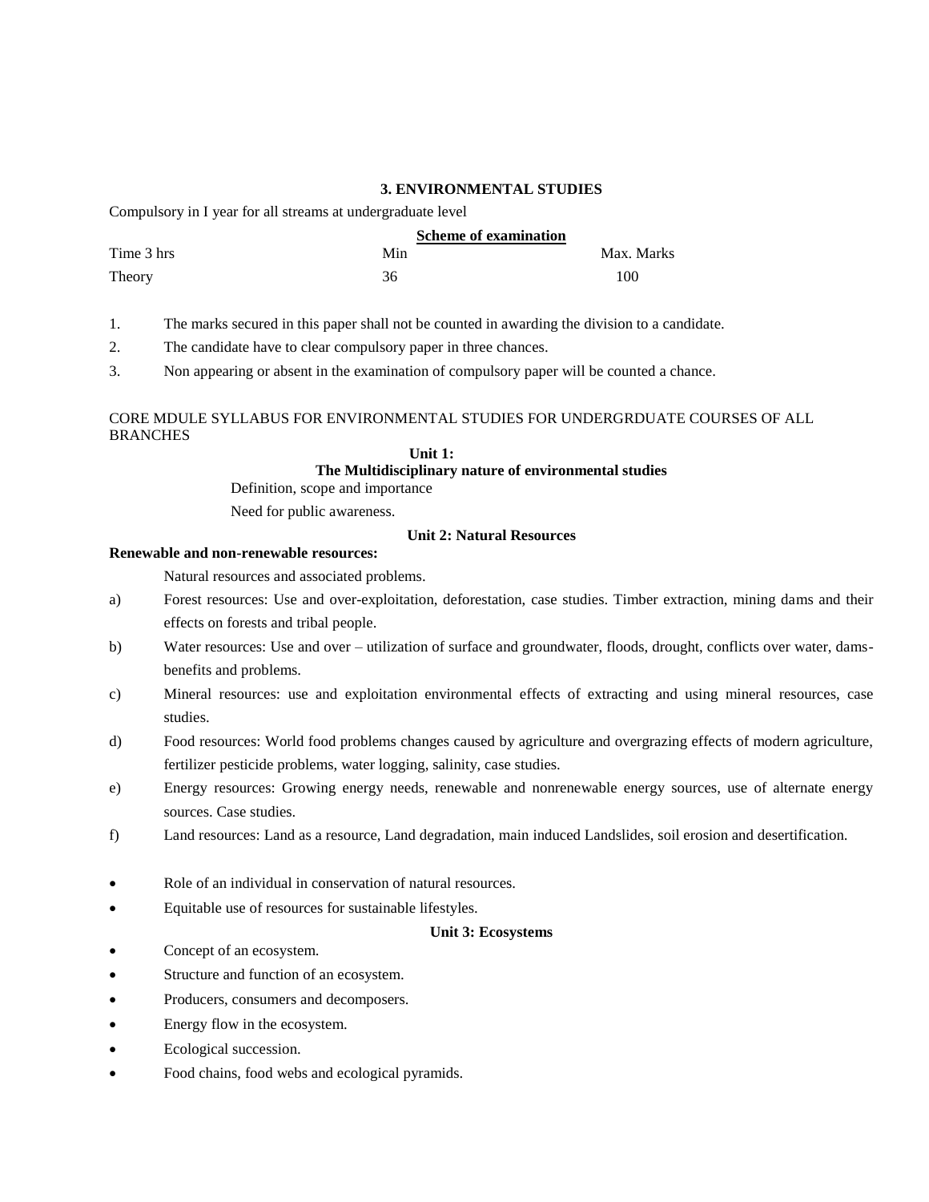### 3. ENVIRONMENTAL STUDIES

Compulsory in I year for all streams at undergraduate level

**Scheme of examination**

| Time 3 hrs | Min | Max. Marks |
|---|---|---|
| Theory | 36 | 100 |

1. The marks secured in this paper shall not be counted in awarding the division to a candidate.
2. The candidate have to clear compulsory paper in three chances.
3. Non appearing or absent in the examination of compulsory paper will be counted a chance.

CORE MDULE SYLLABUS FOR ENVIRONMENTAL STUDIES FOR UNDERGRDUATE COURSES OF ALL BRANCHES

**Unit 1:**

**The Multidisciplinary nature of environmental studies**

Definition, scope and importance

Need for public awareness.

**Unit 2: Natural Resources**

**Renewable and non-renewable resources:**

Natural resources and associated problems.

a) Forest resources: Use and over-exploitation, deforestation, case studies. Timber extraction, mining dams and their effects on forests and tribal people.
b) Water resources: Use and over – utilization of surface and groundwater, floods, drought, conflicts over water, dams-benefits and problems.
c) Mineral resources: use and exploitation environmental effects of extracting and using mineral resources, case studies.
d) Food resources: World food problems changes caused by agriculture and overgrazing effects of modern agriculture, fertilizer pesticide problems, water logging, salinity, case studies.
e) Energy resources: Growing energy needs, renewable and nonrenewable energy sources, use of alternate energy sources. Case studies.
f) Land resources: Land as a resource, Land degradation, main induced Landslides, soil erosion and desertification.

- Role of an individual in conservation of natural resources.
- Equitable use of resources for sustainable lifestyles.

**Unit 3: Ecosystems**

- Concept of an ecosystem.
- Structure and function of an ecosystem.
- Producers, consumers and decomposers.
- Energy flow in the ecosystem.
- Ecological succession.
- Food chains, food webs and ecological pyramids.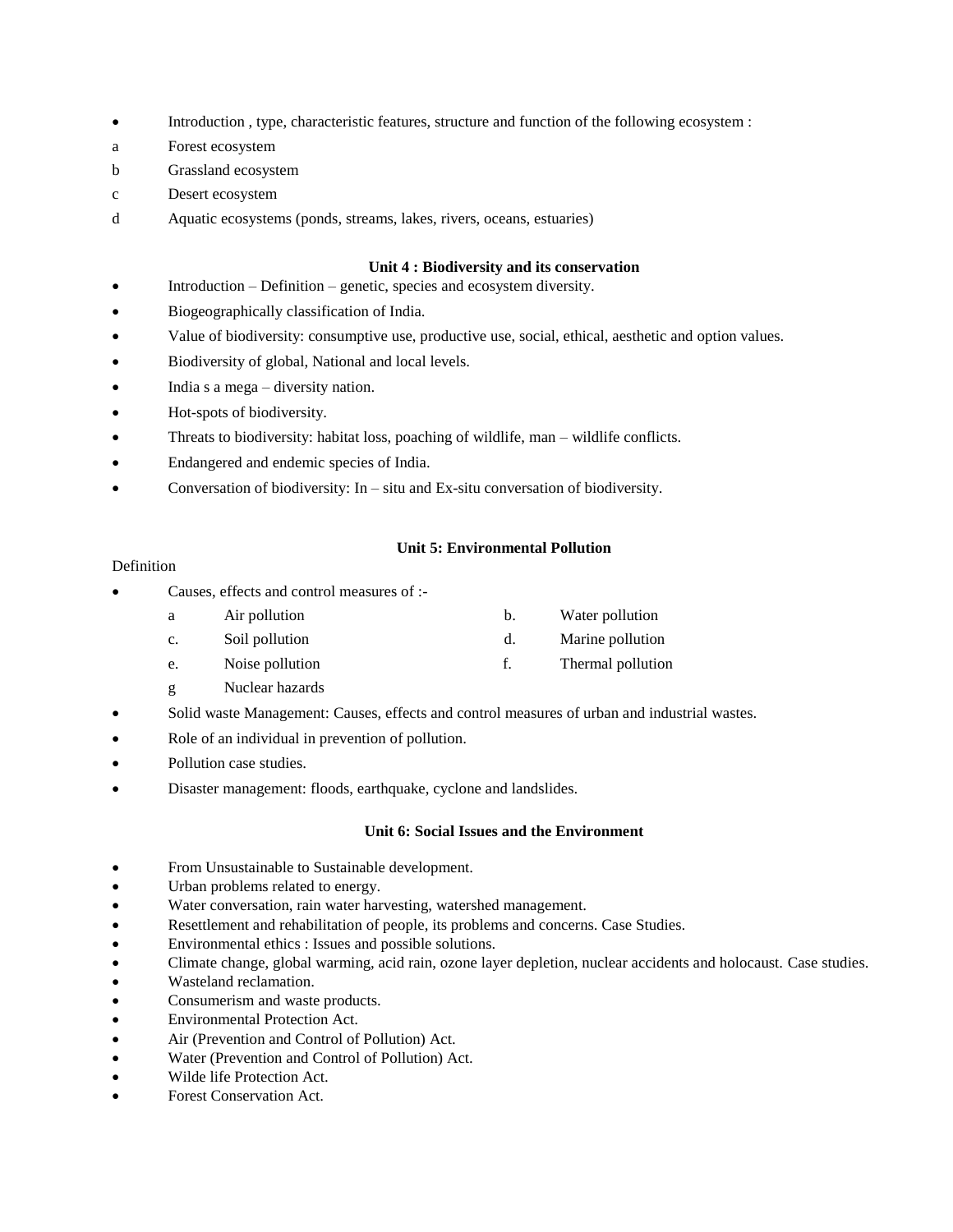- Introduction , type, characteristic features, structure and function of the following ecosystem :

a Forest ecosystem

b Grassland ecosystem

c Desert ecosystem

d Aquatic ecosystems (ponds, streams, lakes, rivers, oceans, estuaries)

### Unit 4 : Biodiversity and its conservation

- Introduction – Definition – genetic, species and ecosystem diversity.
- Biogeographically classification of India.
- Value of biodiversity: consumptive use, productive use, social, ethical, aesthetic and option values.
- Biodiversity of global, National and local levels.
- India s a mega – diversity nation.
- Hot-spots of biodiversity.
- Threats to biodiversity: habitat loss, poaching of wildlife, man – wildlife conflicts.
- Endangered and endemic species of India.
- Conversation of biodiversity: In – situ and Ex-situ conversation of biodiversity.

### Unit 5: Environmental Pollution

Definition

- Causes, effects and control measures of :-
  - a Air pollution
  - b. Water pollution
  - c. Soil pollution
  - d. Marine pollution
  - e. Noise pollution
  - f. Thermal pollution
  - g Nuclear hazards
- Solid waste Management: Causes, effects and control measures of urban and industrial wastes.
- Role of an individual in prevention of pollution.
- Pollution case studies.
- Disaster management: floods, earthquake, cyclone and landslides.

### Unit 6: Social Issues and the Environment

- From Unsustainable to Sustainable development.
- Urban problems related to energy.
- Water conversation, rain water harvesting, watershed management.
- Resettlement and rehabilitation of people, its problems and concerns. Case Studies.
- Environmental ethics : Issues and possible solutions.
- Climate change, global warming, acid rain, ozone layer depletion, nuclear accidents and holocaust. Case studies.
- Wasteland reclamation.
- Consumerism and waste products.
- Environmental Protection Act.
- Air (Prevention and Control of Pollution) Act.
- Water (Prevention and Control of Pollution) Act.
- Wilde life Protection Act.
- Forest Conservation Act.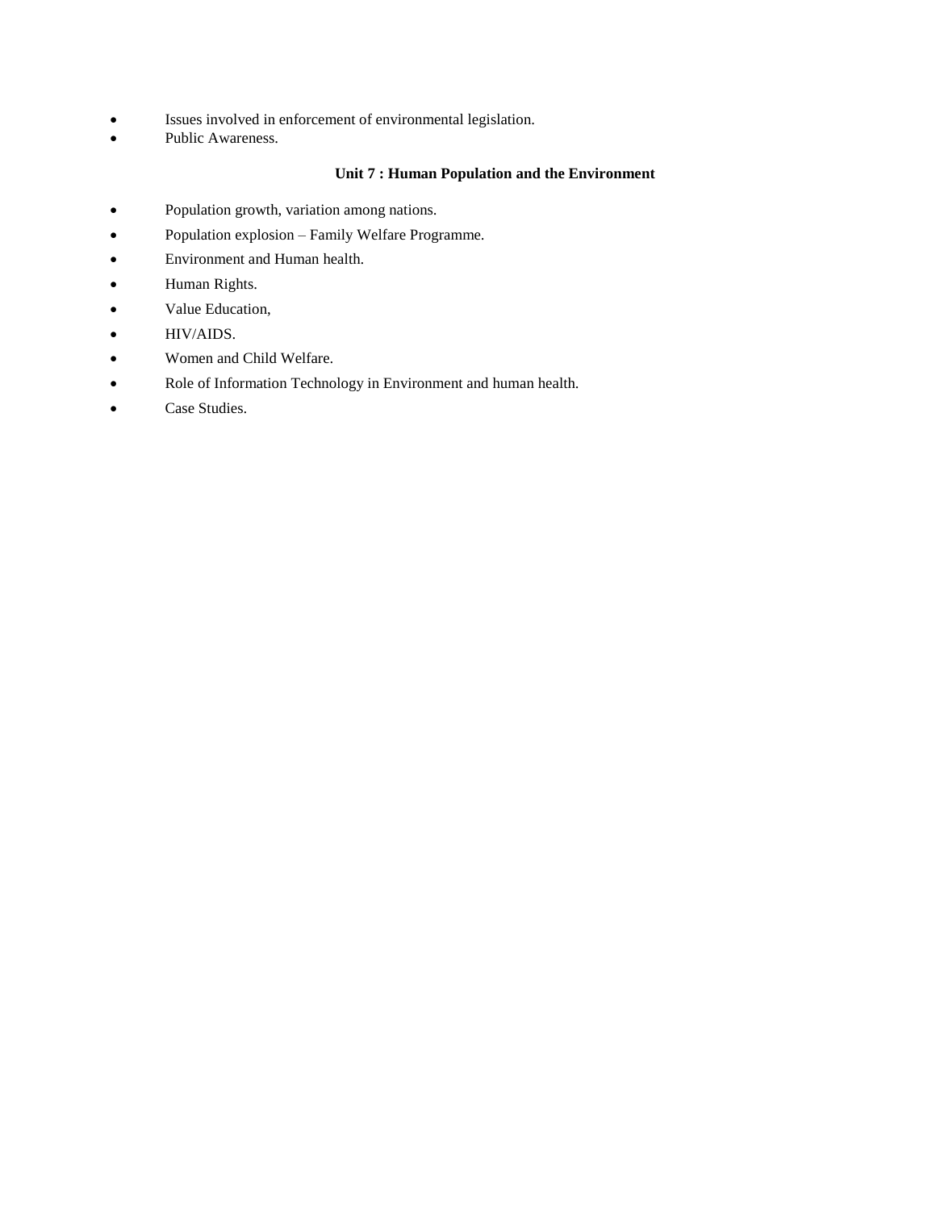- Issues involved in enforcement of environmental legislation.
- Public Awareness.

### Unit 7 : Human Population and the Environment

- Population growth, variation among nations.
- Population explosion – Family Welfare Programme.
- Environment and Human health.
- Human Rights.
- Value Education,
- HIV/AIDS.
- Women and Child Welfare.
- Role of Information Technology in Environment and human health.
- Case Studies.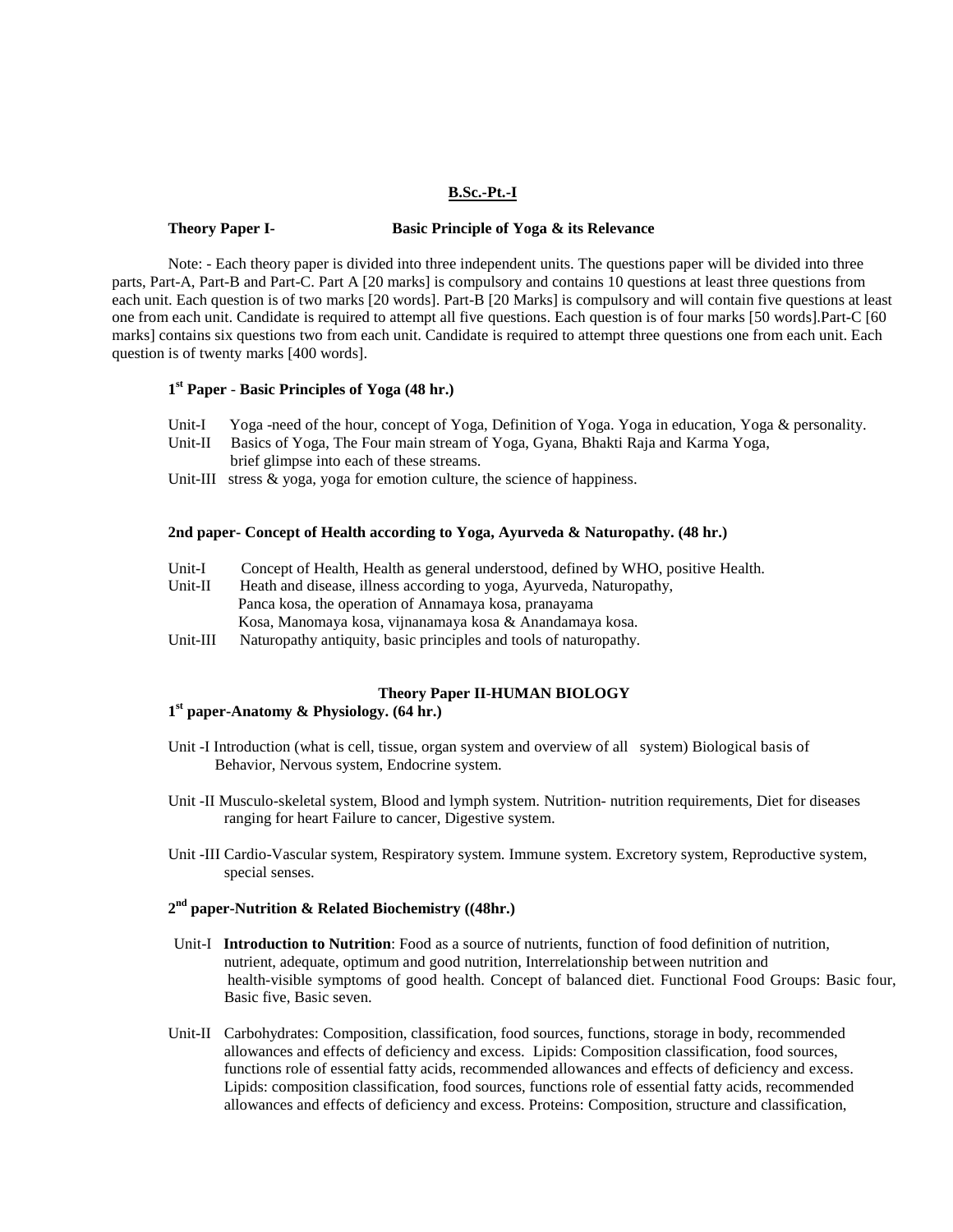## B.Sc.-Pt.-I

**Theory Paper I- Basic Principle of Yoga & its Relevance**

Note: - Each theory paper is divided into three independent units. The questions paper will be divided into three parts, Part-A, Part-B and Part-C. Part A [20 marks] is compulsory and contains 10 questions at least three questions from each unit. Each question is of two marks [20 words]. Part-B [20 Marks] is compulsory and will contain five questions at least one from each unit. Candidate is required to attempt all five questions. Each question is of four marks [50 words].Part-C [60 marks] contains six questions two from each unit. Candidate is required to attempt three questions one from each unit. Each question is of twenty marks [400 words].

### 1st Paper - Basic Principles of Yoga (48 hr.)

Unit-I Yoga -need of the hour, concept of Yoga, Definition of Yoga. Yoga in education, Yoga & personality.

Unit-II Basics of Yoga, The Four main stream of Yoga, Gyana, Bhakti Raja and Karma Yoga, brief glimpse into each of these streams.

Unit-III stress & yoga, yoga for emotion culture, the science of happiness.

### 2nd paper- Concept of Health according to Yoga, Ayurveda & Naturopathy. (48 hr.)

Unit-I Concept of Health, Health as general understood, defined by WHO, positive Health.

Unit-II Heath and disease, illness according to yoga, Ayurveda, Naturopathy, Panca kosa, the operation of Annamaya kosa, pranayama Kosa, Manomaya kosa, vijnanamaya kosa & Anandamaya kosa.

Unit-III Naturopathy antiquity, basic principles and tools of naturopathy.

## Theory Paper II-HUMAN BIOLOGY

### 1st paper-Anatomy & Physiology. (64 hr.)

Unit -I Introduction (what is cell, tissue, organ system and overview of all system) Biological basis of Behavior, Nervous system, Endocrine system.

Unit -II Musculo-skeletal system, Blood and lymph system. Nutrition- nutrition requirements, Diet for diseases ranging for heart Failure to cancer, Digestive system.

Unit -III Cardio-Vascular system, Respiratory system. Immune system. Excretory system, Reproductive system, special senses.

### 2nd paper-Nutrition & Related Biochemistry ((48hr.)

Unit-I **Introduction to Nutrition**: Food as a source of nutrients, function of food definition of nutrition, nutrient, adequate, optimum and good nutrition, Interrelationship between nutrition and health-visible symptoms of good health. Concept of balanced diet. Functional Food Groups: Basic four, Basic five, Basic seven.

Unit-II Carbohydrates: Composition, classification, food sources, functions, storage in body, recommended allowances and effects of deficiency and excess. Lipids: Composition classification, food sources, functions role of essential fatty acids, recommended allowances and effects of deficiency and excess. Lipids: composition classification, food sources, functions role of essential fatty acids, recommended allowances and effects of deficiency and excess. Proteins: Composition, structure and classification,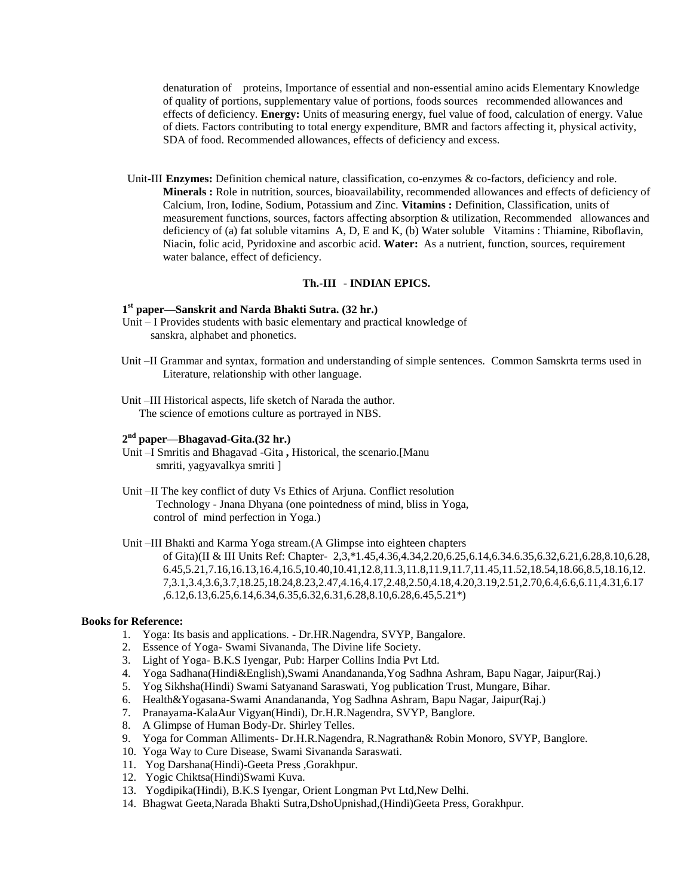denaturation of proteins, Importance of essential and non-essential amino acids Elementary Knowledge of quality of portions, supplementary value of portions, foods sources recommended allowances and effects of deficiency. **Energy:** Units of measuring energy, fuel value of food, calculation of energy. Value of diets. Factors contributing to total energy expenditure, BMR and factors affecting it, physical activity, SDA of food. Recommended allowances, effects of deficiency and excess.

Unit-III **Enzymes:** Definition chemical nature, classification, co-enzymes & co-factors, deficiency and role. **Minerals :** Role in nutrition, sources, bioavailability, recommended allowances and effects of deficiency of Calcium, Iron, Iodine, Sodium, Potassium and Zinc. **Vitamins :** Definition, Classification, units of measurement functions, sources, factors affecting absorption & utilization, Recommended allowances and deficiency of (a) fat soluble vitamins A, D, E and K, (b) Water soluble Vitamins : Thiamine, Riboflavin, Niacin, folic acid, Pyridoxine and ascorbic acid. **Water:** As a nutrient, function, sources, requirement water balance, effect of deficiency.

### Th.-III - INDIAN EPICS.

**1st paper—Sanskrit and Narda Bhakti Sutra. (32 hr.)**

Unit – I Provides students with basic elementary and practical knowledge of sanskra, alphabet and phonetics.

Unit –II Grammar and syntax, formation and understanding of simple sentences. Common Samskrta terms used in Literature, relationship with other language.

Unit –III Historical aspects, life sketch of Narada the author. The science of emotions culture as portrayed in NBS.

**2nd paper—Bhagavad-Gita.(32 hr.)**

Unit –I Smritis and Bhagavad -Gita **,** Historical, the scenario.[Manu smriti, yagyavalkya smriti ]

Unit –II The key conflict of duty Vs Ethics of Arjuna. Conflict resolution Technology - Jnana Dhyana (one pointedness of mind, bliss in Yoga, control of mind perfection in Yoga.)

Unit –III Bhakti and Karma Yoga stream.(A Glimpse into eighteen chapters of Gita)(II & III Units Ref: Chapter- 2,3,*1.45,4.36,4.34,2.20,6.25,6.14,6.34.6.35,6.32,6.21,6.28,8.10,6.28, 6.45,5.21,7.16,16.13,16.4,16.5,10.40,10.41,12.8,11.3,11.8,11.9,11.7,11.45,11.52,18.54,18.66,8.5,18.16,12. 7,3.1,3.4,3.6,3.7,18.25,18.24,8.23,2.47,4.16,4.17,2.48,2.50,4.18,4.20,3.19,2.51,2.70,6.4,6.6,6.11,4.31,6.17 ,6.12,6.13,6.25,6.14,6.34,6.35,6.32,6.31,6.28,8.10,6.28,6.45,5.21*)

**Books for Reference:**

1. Yoga: Its basis and applications. - Dr.HR.Nagendra, SVYP, Bangalore.
2. Essence of Yoga- Swami Sivananda, The Divine life Society.
3. Light of Yoga- B.K.S Iyengar, Pub: Harper Collins India Pvt Ltd.
4. Yoga Sadhana(Hindi&English),Swami Anandananda,Yog Sadhna Ashram, Bapu Nagar, Jaipur(Raj.)
5. Yog Sikhsha(Hindi) Swami Satyanand Saraswati, Yog publication Trust, Mungare, Bihar.
6. Health&Yogasana-Swami Anandananda, Yog Sadhna Ashram, Bapu Nagar, Jaipur(Raj.)
7. Pranayama-KalaAur Vigyan(Hindi), Dr.H.R.Nagendra, SVYP, Banglore.
8. A Glimpse of Human Body-Dr. Shirley Telles.
9. Yoga for Comman Alliments- Dr.H.R.Nagendra, R.Nagrathan& Robin Monoro, SVYP, Banglore.
10. Yoga Way to Cure Disease, Swami Sivananda Saraswati.
11. Yog Darshana(Hindi)-Geeta Press ,Gorakhpur.
12. Yogic Chiktsa(Hindi)Swami Kuva.
13. Yogdipika(Hindi), B.K.S Iyengar, Orient Longman Pvt Ltd,New Delhi.
14. Bhagwat Geeta,Narada Bhakti Sutra,DshoUpnishad,(Hindi)Geeta Press, Gorakhpur.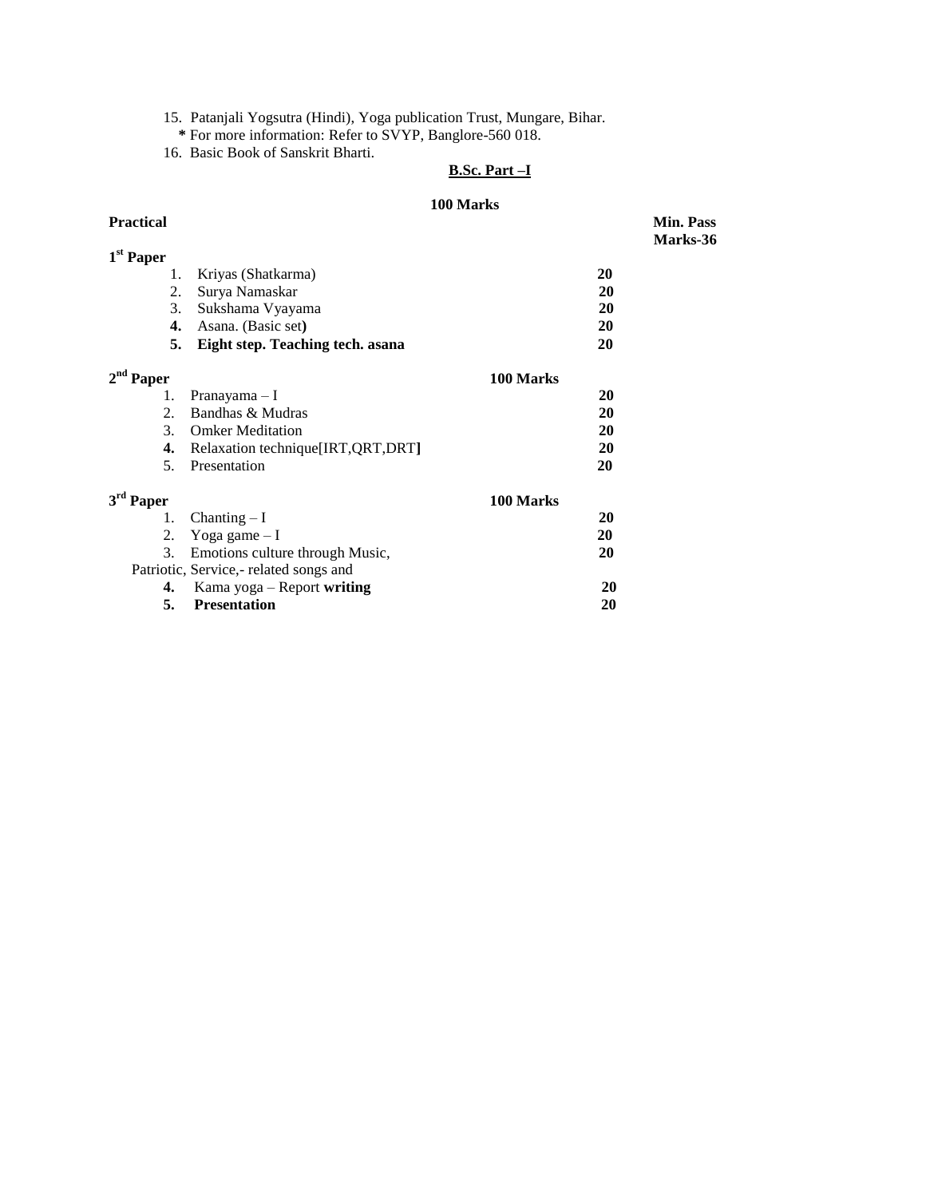15. Patanjali Yogsutra (Hindi), Yoga publication Trust, Mungare, Bihar.
    **\*** For more information: Refer to SVYP, Banglore-560 018.
16. Basic Book of Sanskrit Bharti.

## B.Sc. Part –I

**100 Marks**

**Practical** | **Min. Pass Marks-36**

**1st Paper**

| | | Marks |
|---|---|---|
| 1. | Kriyas (Shatkarma) | **20** |
| 2. | Surya Namaskar | **20** |
| 3. | Sukshama Vyayama | **20** |
| **4.** | Asana. (Basic set**)** | **20** |
| **5.** | **Eight step. Teaching tech. asana** | **20** |

**2nd Paper** — **100 Marks**

| | | Marks |
|---|---|---|
| 1. | Pranayama – I | **20** |
| 2. | Bandhas & Mudras | **20** |
| 3. | Omker Meditation | **20** |
| **4.** | Relaxation technique[IRT,QRT,DRT**]** | **20** |
| 5. | Presentation | **20** |

**3rd Paper** — **100 Marks**

| | | Marks |
|---|---|---|
| 1. | Chanting – I | **20** |
| 2. | Yoga game – I | **20** |
| 3. | Emotions culture through Music, Patriotic, Service,- related songs and | **20** |
| **4.** | Kama yoga – Report **writing** | **20** |
| **5.** | **Presentation** | **20** |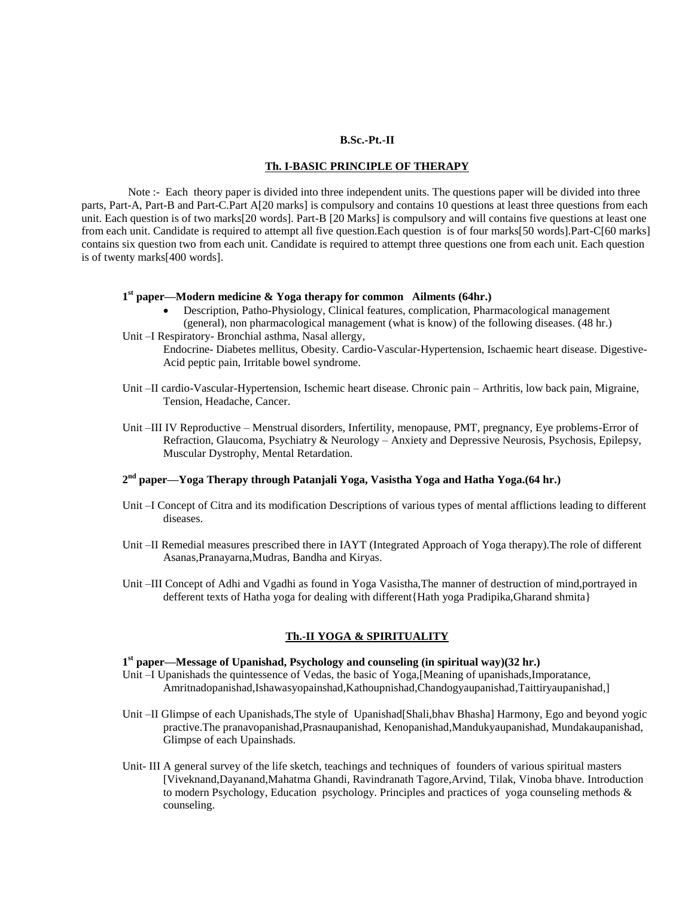**B.Sc.-Pt.-II**

## Th. I-BASIC PRINCIPLE OF THERAPY

Note :- Each theory paper is divided into three independent units. The questions paper will be divided into three parts, Part-A, Part-B and Part-C.Part A[20 marks] is compulsory and contains 10 questions at least three questions from each unit. Each question is of two marks[20 words]. Part-B [20 Marks] is compulsory and will contains five questions at least one from each unit. Candidate is required to attempt all five question.Each question is of four marks[50 words].Part-C[60 marks] contains six question two from each unit. Candidate is required to attempt three questions one from each unit. Each question is of twenty marks[400 words].

### 1st paper—Modern medicine & Yoga therapy for common Ailments (64hr.)

- Description, Patho-Physiology, Clinical features, complication, Pharmacological management (general), non pharmacological management (what is know) of the following diseases. (48 hr.)

Unit –I Respiratory- Bronchial asthma, Nasal allergy,
Endocrine- Diabetes mellitus, Obesity. Cardio-Vascular-Hypertension, Ischaemic heart disease. Digestive-Acid peptic pain, Irritable bowel syndrome.

Unit –II cardio-Vascular-Hypertension, Ischemic heart disease. Chronic pain – Arthritis, low back pain, Migraine, Tension, Headache, Cancer.

Unit –III IV Reproductive – Menstrual disorders, Infertility, menopause, PMT, pregnancy, Eye problems-Error of Refraction, Glaucoma, Psychiatry & Neurology – Anxiety and Depressive Neurosis, Psychosis, Epilepsy, Muscular Dystrophy, Mental Retardation.

### 2nd paper—Yoga Therapy through Patanjali Yoga, Vasistha Yoga and Hatha Yoga.(64 hr.)

Unit –I Concept of Citra and its modification Descriptions of various types of mental afflictions leading to different diseases.

Unit –II Remedial measures prescribed there in IAYT (Integrated Approach of Yoga therapy).The role of different Asanas,Pranayarna,Mudras, Bandha and Kiryas.

Unit –III Concept of Adhi and Vgadhi as found in Yoga Vasistha,The manner of destruction of mind,portrayed in defferent texts of Hatha yoga for dealing with different{Hath yoga Pradipika,Gharand shmita}

## Th.-II YOGA & SPIRITUALITY

### 1st paper—Message of Upanishad, Psychology and counseling (in spiritual way)(32 hr.)

Unit –I Upanishads the quintessence of Vedas, the basic of Yoga,[Meaning of upanishads,Imporatance, Amritnadopanishad,Ishawasyopainshad,Kathoupnishad,Chandogyaupanishad,Taittiryaupanishad,]

Unit –II Glimpse of each Upanishads,The style of Upanishad[Shali,bhav Bhasha] Harmony, Ego and beyond yogic practive.The pranavopanishad,Prasnaupanishad, Kenopanishad,Mandukyaupanishad, Mundakaupanishad, Glimpse of each Upainshads.

Unit- III A general survey of the life sketch, teachings and techniques of founders of various spiritual masters [Viveknand,Dayanand,Mahatma Ghandi, Ravindranath Tagore,Arvind, Tilak, Vinoba bhave. Introduction to modern Psychology, Education psychology. Principles and practices of yoga counseling methods & counseling.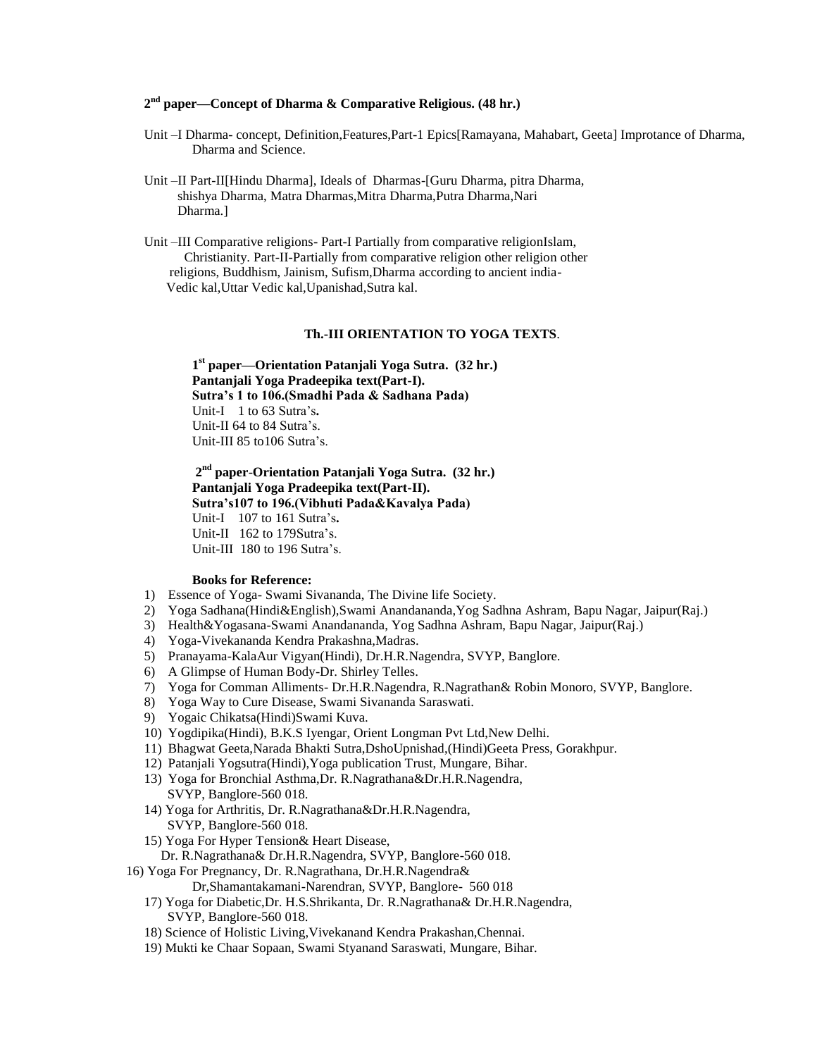**2nd paper—Concept of Dharma & Comparative Religious. (48 hr.)**

Unit –I Dharma- concept, Definition,Features,Part-1 Epics[Ramayana, Mahabart, Geeta] Improtance of Dharma, Dharma and Science.

Unit –II Part-II[Hindu Dharma], Ideals of Dharmas-[Guru Dharma, pitra Dharma, shishya Dharma, Matra Dharmas,Mitra Dharma,Putra Dharma,Nari Dharma.]

Unit –III Comparative religions- Part-I Partially from comparative religionIslam, Christianity. Part-II-Partially from comparative religion other religion other religions, Buddhism, Jainism, Sufism,Dharma according to ancient india- Vedic kal,Uttar Vedic kal,Upanishad,Sutra kal.

## Th.-III ORIENTATION TO YOGA TEXTS.

**1st paper—Orientation Patanjali Yoga Sutra. (32 hr.)**
**Pantanjali Yoga Pradeepika text(Part-I).**
**Sutra's 1 to 106.(Smadhi Pada & Sadhana Pada)**
Unit-I 1 to 63 Sutra's**.**
Unit-II 64 to 84 Sutra's.
Unit-III 85 to106 Sutra's.

**2nd paper-Orientation Patanjali Yoga Sutra. (32 hr.)**
**Pantanjali Yoga Pradeepika text(Part-II).**
**Sutra's107 to 196.(Vibhuti Pada&Kavalya Pada)**
Unit-I 107 to 161 Sutra's**.**
Unit-II 162 to 179Sutra's.
Unit-III 180 to 196 Sutra's.

**Books for Reference:**

1) Essence of Yoga- Swami Sivananda, The Divine life Society.
2) Yoga Sadhana(Hindi&English),Swami Anandananda,Yog Sadhna Ashram, Bapu Nagar, Jaipur(Raj.)
3) Health&Yogasana-Swami Anandananda, Yog Sadhna Ashram, Bapu Nagar, Jaipur(Raj.)
4) Yoga-Vivekananda Kendra Prakashna,Madras.
5) Pranayama-KalaAur Vigyan(Hindi), Dr.H.R.Nagendra, SVYP, Banglore.
6) A Glimpse of Human Body-Dr. Shirley Telles.
7) Yoga for Comman Alliments- Dr.H.R.Nagendra, R.Nagrathan& Robin Monoro, SVYP, Banglore.
8) Yoga Way to Cure Disease, Swami Sivananda Saraswati.
9) Yogaic Chikatsa(Hindi)Swami Kuva.
10) Yogdipika(Hindi), B.K.S Iyengar, Orient Longman Pvt Ltd,New Delhi.
11) Bhagwat Geeta,Narada Bhakti Sutra,DshoUpnishad,(Hindi)Geeta Press, Gorakhpur.
12) Patanjali Yogsutra(Hindi),Yoga publication Trust, Mungare, Bihar.
13) Yoga for Bronchial Asthma,Dr. R.Nagrathana&Dr.H.R.Nagendra, SVYP, Banglore-560 018.
14) Yoga for Arthritis, Dr. R.Nagrathana&Dr.H.R.Nagendra, SVYP, Banglore-560 018.
15) Yoga For Hyper Tension& Heart Disease, Dr. R.Nagrathana& Dr.H.R.Nagendra, SVYP, Banglore-560 018.
16) Yoga For Pregnancy, Dr. R.Nagrathana, Dr.H.R.Nagendra& Dr,Shamantakamani-Narendran, SVYP, Banglore- 560 018
17) Yoga for Diabetic,Dr. H.S.Shrikanta, Dr. R.Nagrathana& Dr.H.R.Nagendra, SVYP, Banglore-560 018.
18) Science of Holistic Living,Vivekanand Kendra Prakashan,Chennai.
19) Mukti ke Chaar Sopaan, Swami Styanand Saraswati, Mungare, Bihar.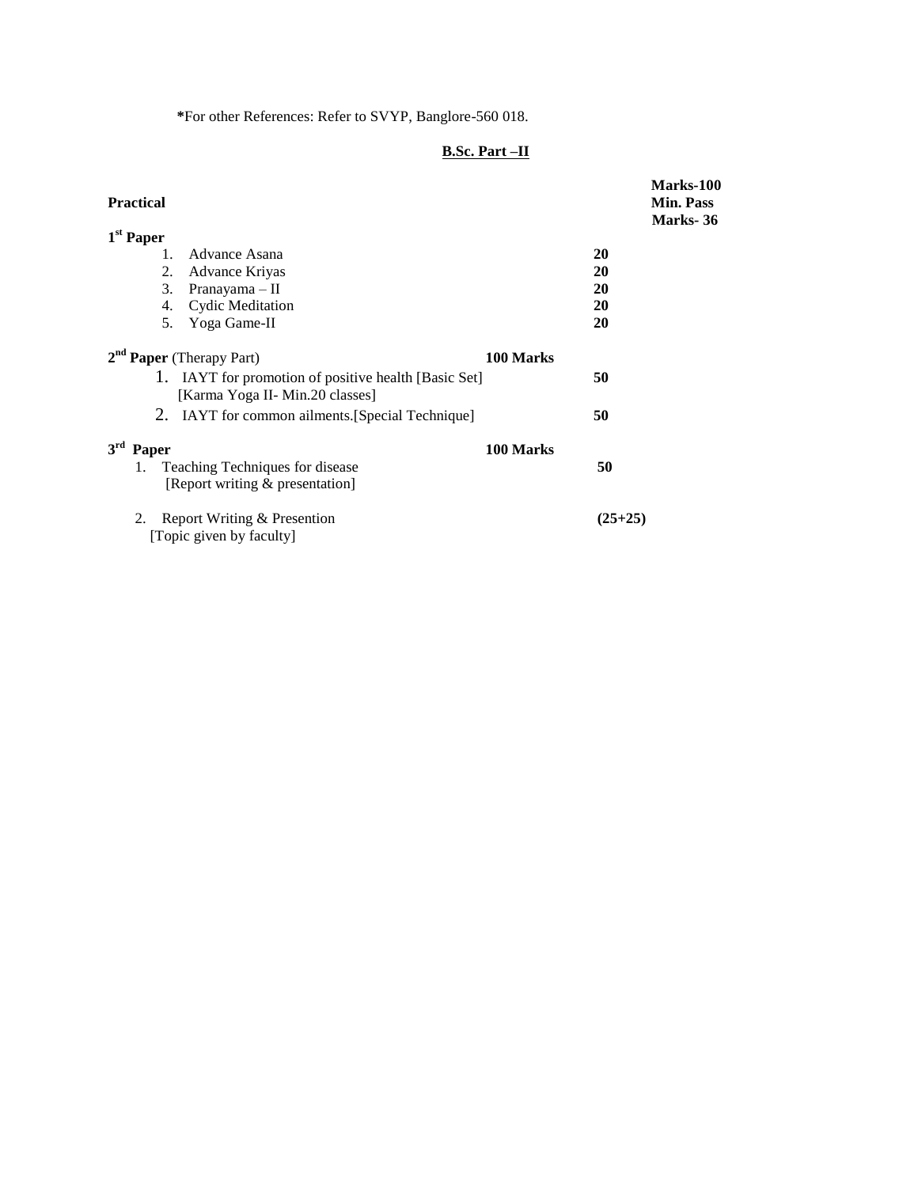*For other References: Refer to SVYP, Banglore-560 018.

## B.Sc. Part –II

**Practical** — **Marks-100**, **Min. Pass Marks- 36**

**1st Paper**

| | Marks |
|---|---|
| 1. Advance Asana | **20** |
| 2. Advance Kriyas | **20** |
| 3. Pranayama – II | **20** |
| 4. Cydic Meditation | **20** |
| 5. Yoga Game-II | **20** |

**2nd Paper** (Therapy Part) — **100 Marks**

| | Marks |
|---|---|
| 1. IAYT for promotion of positive health [Basic Set] [Karma Yoga II- Min.20 classes] | **50** |
| 2. IAYT for common ailments.[Special Technique] | **50** |

**3rd Paper** — **100 Marks**

| | Marks |
|---|---|
| 1. Teaching Techniques for disease [Report writing & presentation] | **50** |
| 2. Report Writing & Presention [Topic given by faculty] | **(25+25)** |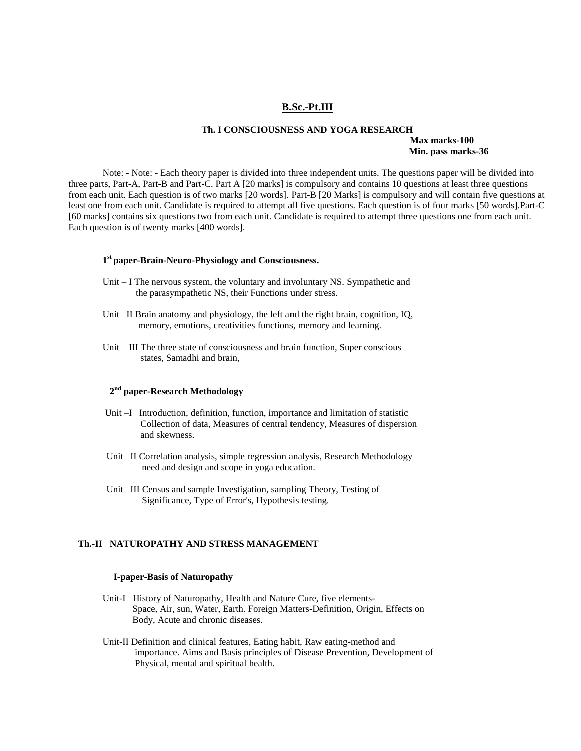## B.Sc.-Pt.III

### Th. I CONSCIOUSNESS AND YOGA RESEARCH

**Max marks-100**
**Min. pass marks-36**

Note: - Note: - Each theory paper is divided into three independent units. The questions paper will be divided into three parts, Part-A, Part-B and Part-C. Part A [20 marks] is compulsory and contains 10 questions at least three questions from each unit. Each question is of two marks [20 words]. Part-B [20 Marks] is compulsory and will contain five questions at least one from each unit. Candidate is required to attempt all five questions. Each question is of four marks [50 words].Part-C [60 marks] contains six questions two from each unit. Candidate is required to attempt three questions one from each unit. Each question is of twenty marks [400 words].

#### 1st paper-Brain-Neuro-Physiology and Consciousness.

Unit – I The nervous system, the voluntary and involuntary NS. Sympathetic and the parasympathetic NS, their Functions under stress.

Unit –II Brain anatomy and physiology, the left and the right brain, cognition, IQ, memory, emotions, creativities functions, memory and learning.

Unit – III The three state of consciousness and brain function, Super conscious states, Samadhi and brain,

#### 2nd paper-Research Methodology

Unit –I Introduction, definition, function, importance and limitation of statistic Collection of data, Measures of central tendency, Measures of dispersion and skewness.

Unit –II Correlation analysis, simple regression analysis, Research Methodology need and design and scope in yoga education.

Unit –III Census and sample Investigation, sampling Theory, Testing of Significance, Type of Error's, Hypothesis testing.

### Th.-II NATUROPATHY AND STRESS MANAGEMENT

#### I-paper-Basis of Naturopathy

Unit-I History of Naturopathy, Health and Nature Cure, five elements- Space, Air, sun, Water, Earth. Foreign Matters-Definition, Origin, Effects on Body, Acute and chronic diseases.

Unit-II Definition and clinical features, Eating habit, Raw eating-method and importance. Aims and Basis principles of Disease Prevention, Development of Physical, mental and spiritual health.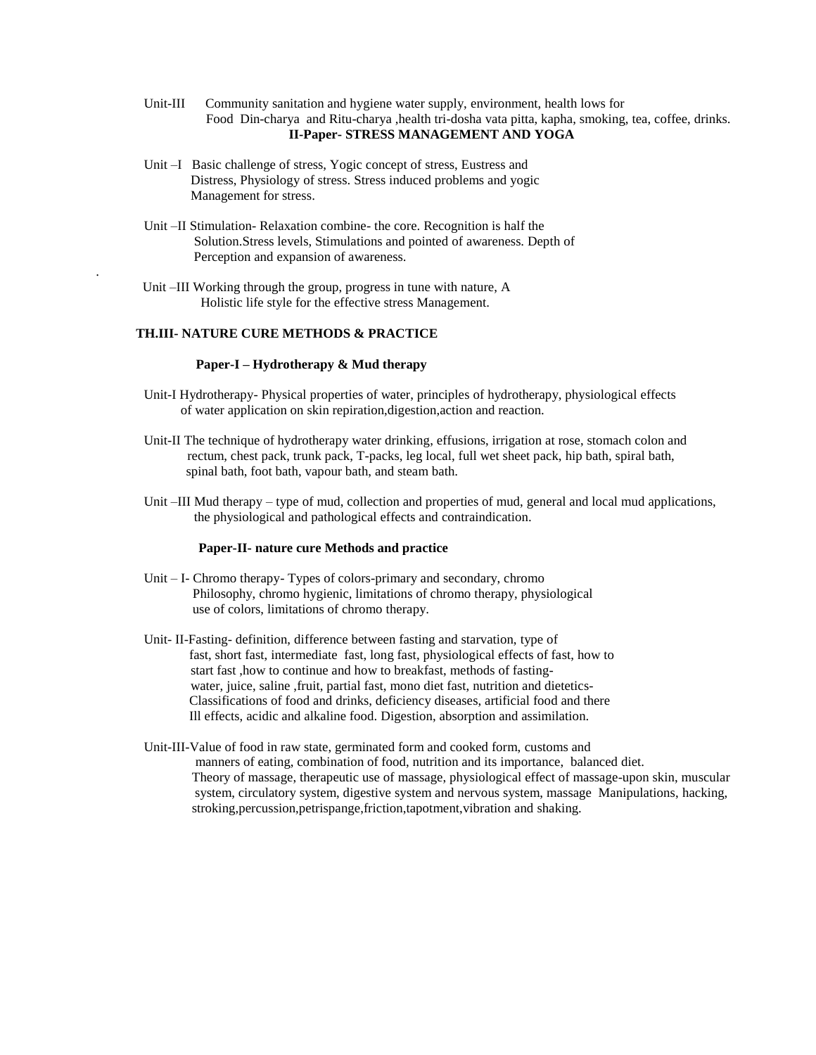Unit-III Community sanitation and hygiene water supply, environment, health lows for Food Din-charya and Ritu-charya ,health tri-dosha vata pitta, kapha, smoking, tea, coffee, drinks.

**II-Paper- STRESS MANAGEMENT AND YOGA**

Unit –I Basic challenge of stress, Yogic concept of stress, Eustress and Distress, Physiology of stress. Stress induced problems and yogic Management for stress.

Unit –II Stimulation- Relaxation combine- the core. Recognition is half the Solution.Stress levels, Stimulations and pointed of awareness. Depth of Perception and expansion of awareness.

Unit –III Working through the group, progress in tune with nature, A Holistic life style for the effective stress Management.

**TH.III- NATURE CURE METHODS & PRACTICE**

**Paper-I – Hydrotherapy & Mud therapy**

Unit-I Hydrotherapy- Physical properties of water, principles of hydrotherapy, physiological effects of water application on skin repiration,digestion,action and reaction.

Unit-II The technique of hydrotherapy water drinking, effusions, irrigation at rose, stomach colon and rectum, chest pack, trunk pack, T-packs, leg local, full wet sheet pack, hip bath, spiral bath, spinal bath, foot bath, vapour bath, and steam bath.

Unit –III Mud therapy – type of mud, collection and properties of mud, general and local mud applications, the physiological and pathological effects and contraindication.

**Paper-II- nature cure Methods and practice**

Unit – I- Chromo therapy- Types of colors-primary and secondary, chromo Philosophy, chromo hygienic, limitations of chromo therapy, physiological use of colors, limitations of chromo therapy.

Unit- II-Fasting- definition, difference between fasting and starvation, type of fast, short fast, intermediate fast, long fast, physiological effects of fast, how to start fast ,how to continue and how to breakfast, methods of fasting- water, juice, saline ,fruit, partial fast, mono diet fast, nutrition and dietetics- Classifications of food and drinks, deficiency diseases, artificial food and there Ill effects, acidic and alkaline food. Digestion, absorption and assimilation.

Unit-III-Value of food in raw state, germinated form and cooked form, customs and manners of eating, combination of food, nutrition and its importance, balanced diet. Theory of massage, therapeutic use of massage, physiological effect of massage-upon skin, muscular system, circulatory system, digestive system and nervous system, massage Manipulations, hacking, stroking,percussion,petrispange,friction,tapotment,vibration and shaking.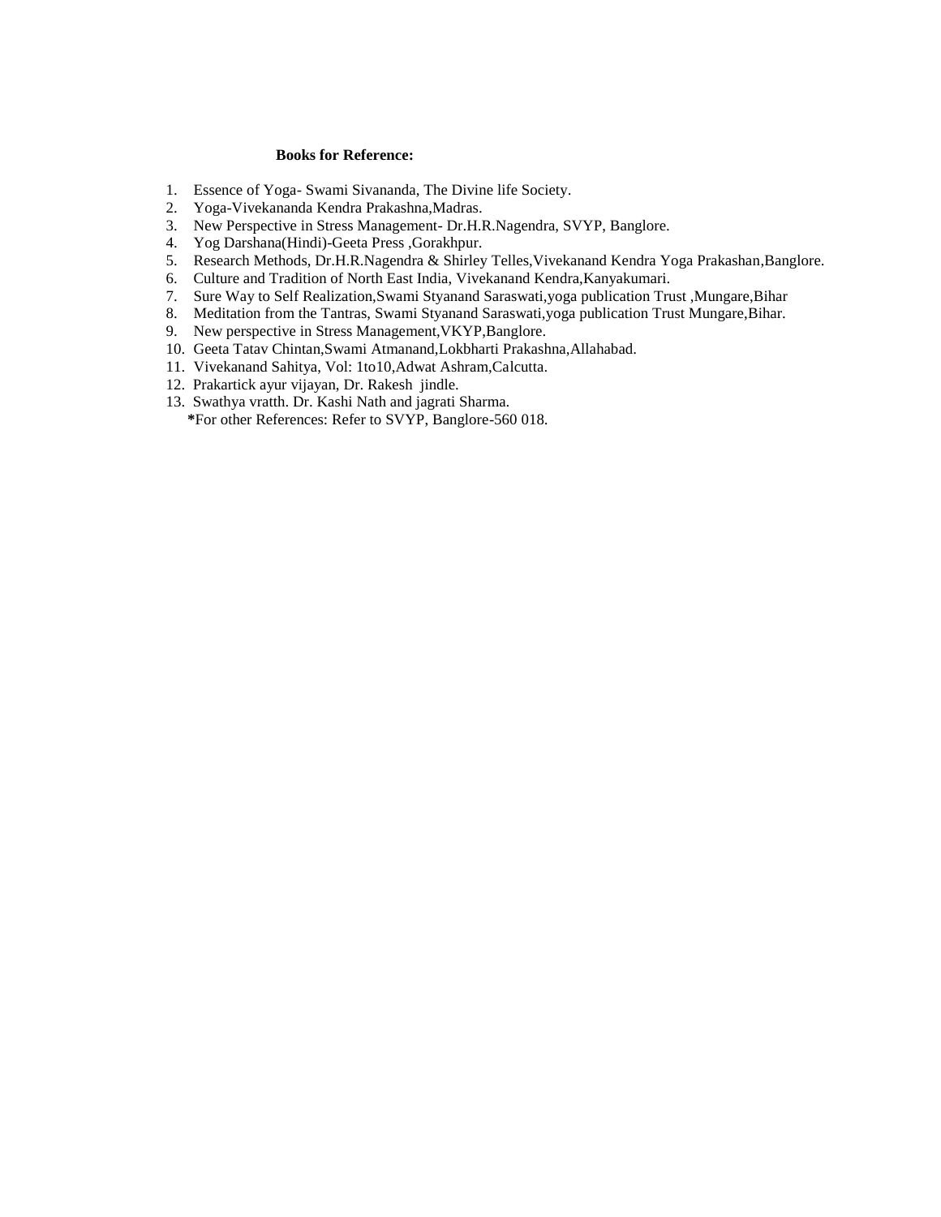**Books for Reference:**

1. Essence of Yoga- Swami Sivananda, The Divine life Society.
2. Yoga-Vivekananda Kendra Prakashna,Madras.
3. New Perspective in Stress Management- Dr.H.R.Nagendra, SVYP, Banglore.
4. Yog Darshana(Hindi)-Geeta Press ,Gorakhpur.
5. Research Methods, Dr.H.R.Nagendra & Shirley Telles,Vivekanand Kendra Yoga Prakashan,Banglore.
6. Culture and Tradition of North East India, Vivekanand Kendra,Kanyakumari.
7. Sure Way to Self Realization,Swami Styanand Saraswati,yoga publication Trust ,Mungare,Bihar
8. Meditation from the Tantras, Swami Styanand Saraswati,yoga publication Trust Mungare,Bihar.
9. New perspective in Stress Management,VKYP,Banglore.
10. Geeta Tatav Chintan,Swami Atmanand,Lokbharti Prakashna,Allahabad.
11. Vivekanand Sahitya, Vol: 1to10,Adwat Ashram,Calcutta.
12. Prakartick ayur vijayan, Dr. Rakesh jindle.
13. Swathya vratth. Dr. Kashi Nath and jagrati Sharma.

**\***For other References: Refer to SVYP, Banglore-560 018.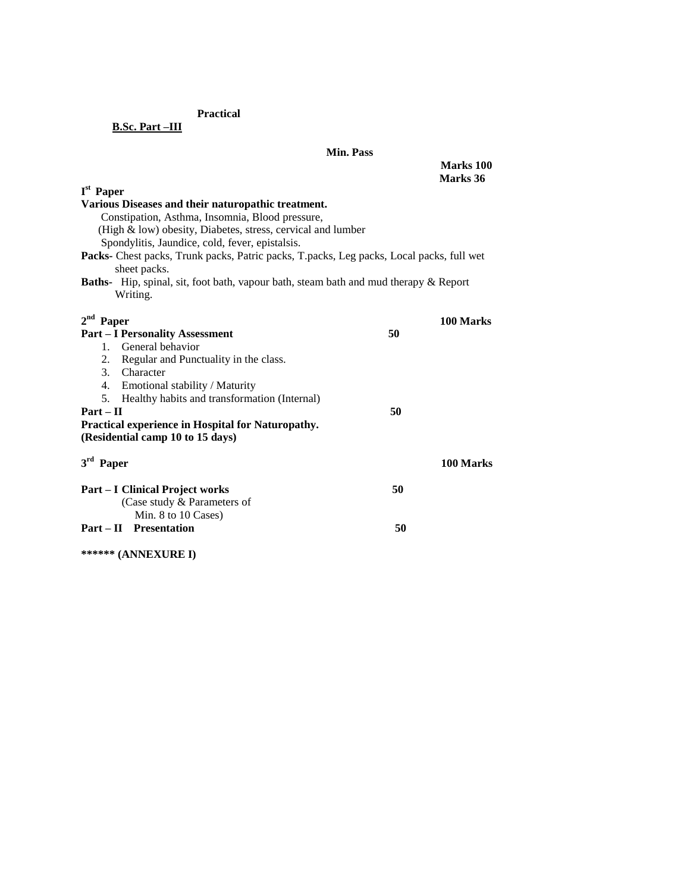**Practical**

**B.Sc. Part –III**

**Min. Pass**

**Marks 100**

**Marks 36**

**I[st] Paper**

**Various Diseases and their naturopathic treatment.**

Constipation, Asthma, Insomnia, Blood pressure, (High & low) obesity, Diabetes, stress, cervical and lumber Spondylitis, Jaundice, cold, fever, epistalsis.

**Packs-** Chest packs, Trunk packs, Patric packs, T.packs, Leg packs, Local packs, full wet sheet packs.

**Baths-** Hip, spinal, sit, foot bath, vapour bath, steam bath and mud therapy & Report Writing.

**2[nd] Paper** **100 Marks**

**Part – I Personality Assessment** **50**

1. General behavior
2. Regular and Punctuality in the class.
3. Character
4. Emotional stability / Maturity
5. Healthy habits and transformation (Internal)

**Part – II** **50**

**Practical experience in Hospital for Naturopathy.**
**(Residential camp 10 to 15 days)**

**3[rd] Paper** **100 Marks**

**Part – I Clinical Project works** **50**

(Case study & Parameters of Min. 8 to 10 Cases)

**Part – II Presentation** **50**

**\*\*\*\*\*\* (ANNEXURE I)**